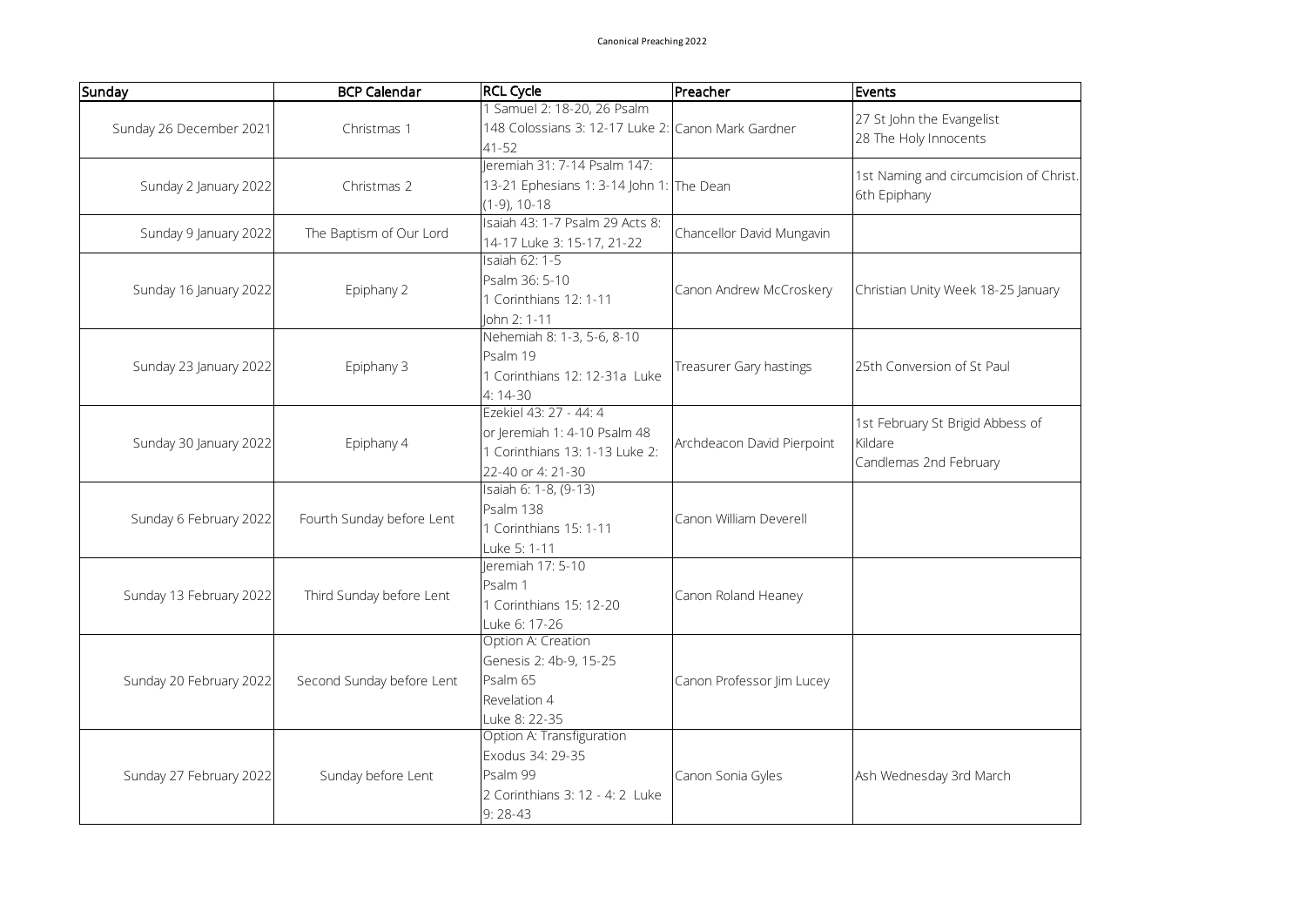Canonical Preaching 2022

| Sunday | BCP Calendar | RCL Cycle | Preacher | Events |
|---|---|---|---|---|
| Sunday 26 December 2021 | Christmas 1 | 1 Samuel 2: 18-20, 26 Psalm 148 Colossians 3: 12-17 Luke 2: 41-52 | Canon Mark Gardner | 27 St John the Evangelist<br>28 The Holy Innocents |
| Sunday 2 January 2022 | Christmas 2 | Jeremiah 31: 7-14 Psalm 147: 13-21 Ephesians 1: 3-14 John 1: (1-9), 10-18 | The Dean | 1st Naming and circumcision of Christ.<br>6th Epiphany |
| Sunday 9 January 2022 | The Baptism of Our Lord | Isaiah 43: 1-7 Psalm 29 Acts 8: 14-17 Luke 3: 15-17, 21-22 | Chancellor David Mungavin | |
| Sunday 16 January 2022 | Epiphany 2 | Isaiah 62: 1-5<br>Psalm 36: 5-10<br>1 Corinthians 12: 1-11<br>John 2: 1-11 | Canon Andrew McCroskery | Christian Unity Week 18-25 January |
| Sunday 23 January 2022 | Epiphany 3 | Nehemiah 8: 1-3, 5-6, 8-10<br>Psalm 19<br>1 Corinthians 12: 12-31a Luke 4: 14-30 | Treasurer Gary hastings | 25th Conversion of St Paul |
| Sunday 30 January 2022 | Epiphany 4 | Ezekiel 43: 27 - 44: 4<br>or Jeremiah 1: 4-10 Psalm 48<br>1 Corinthians 13: 1-13 Luke 2: 22-40 or 4: 21-30 | Archdeacon David Pierpoint | 1st February St Brigid Abbess of Kildare<br>Candlemas 2nd February |
| Sunday 6 February 2022 | Fourth Sunday before Lent | Isaiah 6: 1-8, (9-13)<br>Psalm 138<br>1 Corinthians 15: 1-11<br>Luke 5: 1-11 | Canon William Deverell | |
| Sunday 13 February 2022 | Third Sunday before Lent | Jeremiah 17: 5-10<br>Psalm 1<br>1 Corinthians 15: 12-20<br>Luke 6: 17-26 | Canon Roland Heaney | |
| Sunday 20 February 2022 | Second Sunday before Lent | Option A: Creation<br>Genesis 2: 4b-9, 15-25<br>Psalm 65<br>Revelation 4<br>Luke 8: 22-35 | Canon Professor Jim Lucey | |
| Sunday 27 February 2022 | Sunday before Lent | Option A: Transfiguration<br>Exodus 34: 29-35<br>Psalm 99<br>2 Corinthians 3: 12 - 4: 2 Luke 9: 28-43 | Canon Sonia Gyles | Ash Wednesday 3rd March |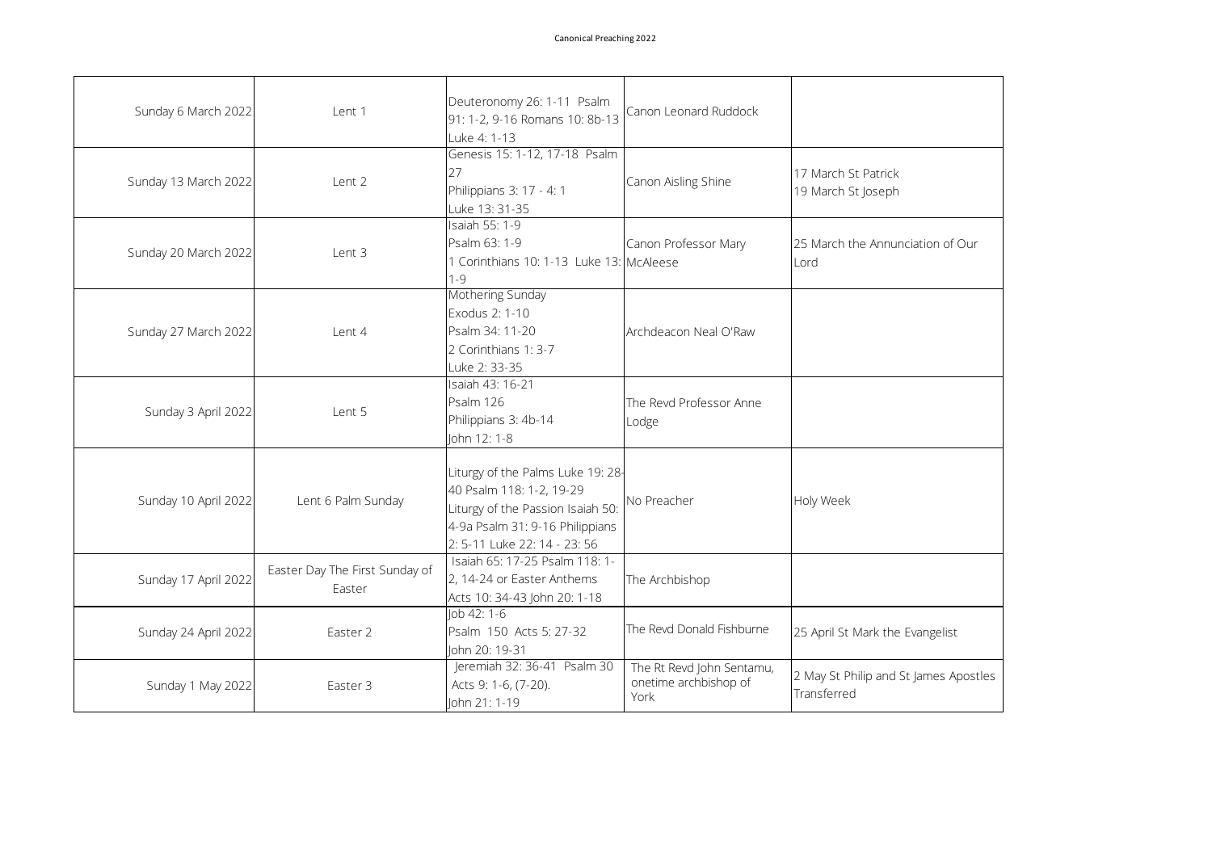Canonical Preaching 2022

| | | | | |
|---|---|---|---|---|
| Sunday 6 March 2022 | Lent 1 | Deuteronomy 26: 1-11 Psalm 91: 1-2, 9-16 Romans 10: 8b-13 Luke 4: 1-13 | Canon Leonard Ruddock | |
| Sunday 13 March 2022 | Lent 2 | Genesis 15: 1-12, 17-18 Psalm 27 Philippians 3: 17 - 4: 1 Luke 13: 31-35 | Canon Aisling Shine | 17 March St Patrick 19 March St Joseph |
| Sunday 20 March 2022 | Lent 3 | Isaiah 55: 1-9 Psalm 63: 1-9 1 Corinthians 10: 1-13 Luke 13: 1-9 | Canon Professor Mary McAleese | 25 March the Annunciation of Our Lord |
| Sunday 27 March 2022 | Lent 4 | Mothering Sunday Exodus 2: 1-10 Psalm 34: 11-20 2 Corinthians 1: 3-7 Luke 2: 33-35 | Archdeacon Neal O'Raw | |
| Sunday 3 April 2022 | Lent 5 | Isaiah 43: 16-21 Psalm 126 Philippians 3: 4b-14 John 12: 1-8 | The Revd Professor Anne Lodge | |
| Sunday 10 April 2022 | Lent 6 Palm Sunday | Liturgy of the Palms Luke 19: 28-40 Psalm 118: 1-2, 19-29 Liturgy of the Passion Isaiah 50: 4-9a Psalm 31: 9-16 Philippians 2: 5-11 Luke 22: 14 - 23: 56 | No Preacher | Holy Week |
| Sunday 17 April 2022 | Easter Day The First Sunday of Easter | Isaiah 65: 17-25 Psalm 118: 1-2, 14-24 or Easter Anthems Acts 10: 34-43 John 20: 1-18 | The Archbishop | |
| Sunday 24 April 2022 | Easter 2 | Job 42: 1-6 Psalm 150 Acts 5: 27-32 John 20: 19-31 | The Revd Donald Fishburne | 25 April St Mark the Evangelist |
| Sunday 1 May 2022 | Easter 3 | Jeremiah 32: 36-41 Psalm 30 Acts 9: 1-6, (7-20). John 21: 1-19 | The Rt Revd John Sentamu, onetime archbishop of York | 2 May St Philip and St James Apostles Transferred |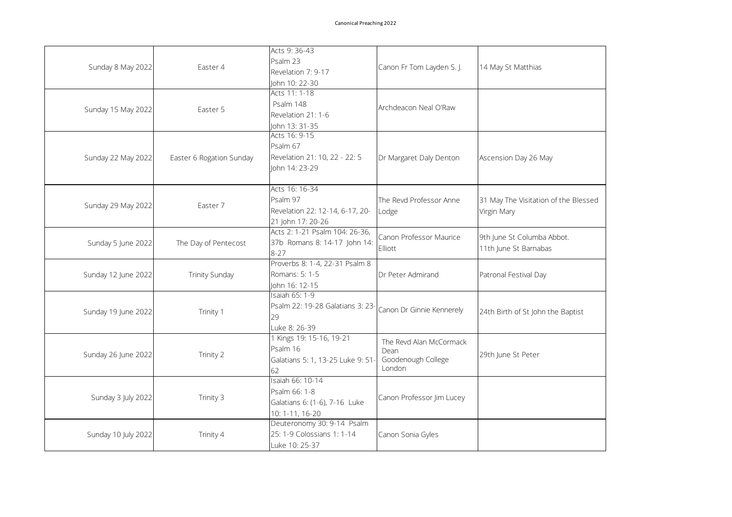| | | | | |
|---|---|---|---|---|
| Sunday 8 May 2022 | Easter 4 | Acts 9: 36-43<br>Psalm 23<br>Revelation 7: 9-17<br>John 10: 22-30 | Canon Fr Tom Layden S. J. | 14 May St Matthias |
| Sunday 15 May 2022 | Easter 5 | Acts 11: 1-18<br>Psalm 148<br>Revelation 21: 1-6<br>John 13: 31-35 | Archdeacon Neal O'Raw | |
| Sunday 22 May 2022 | Easter 6 Rogation Sunday | Acts 16: 9-15<br>Psalm 67<br>Revelation 21: 10, 22 - 22: 5<br>John 14: 23-29 | Dr Margaret Daly Denton | Ascension Day 26 May |
| Sunday 29 May 2022 | Easter 7 | Acts 16: 16-34<br>Psalm 97<br>Revelation 22: 12-14, 6-17, 20-21 John 17: 20-26 | The Revd Professor Anne Lodge | 31 May The Visitation of the Blessed Virgin Mary |
| Sunday 5 June 2022 | The Day of Pentecost | Acts 2: 1-21 Psalm 104: 26-36, 37b Romans 8: 14-17 John 14: 8-27 | Canon Professor Maurice Elliott | 9th June St Columba Abbot.<br>11th June St Barnabas |
| Sunday 12 June 2022 | Trinity Sunday | Proverbs 8: 1-4, 22-31 Psalm 8<br>Romans: 5: 1-5<br>John 16: 12-15 | Dr Peter Admirand | Patronal Festival Day |
| Sunday 19 June 2022 | Trinity 1 | Isaiah 65: 1-9<br>Psalm 22: 19-28 Galatians 3: 23-29<br>Luke 8: 26-39 | Canon Dr Ginnie Kennerely | 24th Birth of St John the Baptist |
| Sunday 26 June 2022 | Trinity 2 | 1 Kings 19: 15-16, 19-21<br>Psalm 16<br>Galatians 5: 1, 13-25 Luke 9: 51-62 | The Revd Alan McCormack<br>Dean<br>Goodenough College<br>London | 29th June St Peter |
| Sunday 3 July 2022 | Trinity 3 | Isaiah 66: 10-14<br>Psalm 66: 1-8<br>Galatians 6: (1-6), 7-16 Luke 10: 1-11, 16-20 | Canon Professor Jim Lucey | |
| Sunday 10 July 2022 | Trinity 4 | Deuteronomy 30: 9-14 Psalm 25: 1-9 Colossians 1: 1-14<br>Luke 10: 25-37 | Canon Sonia Gyles | |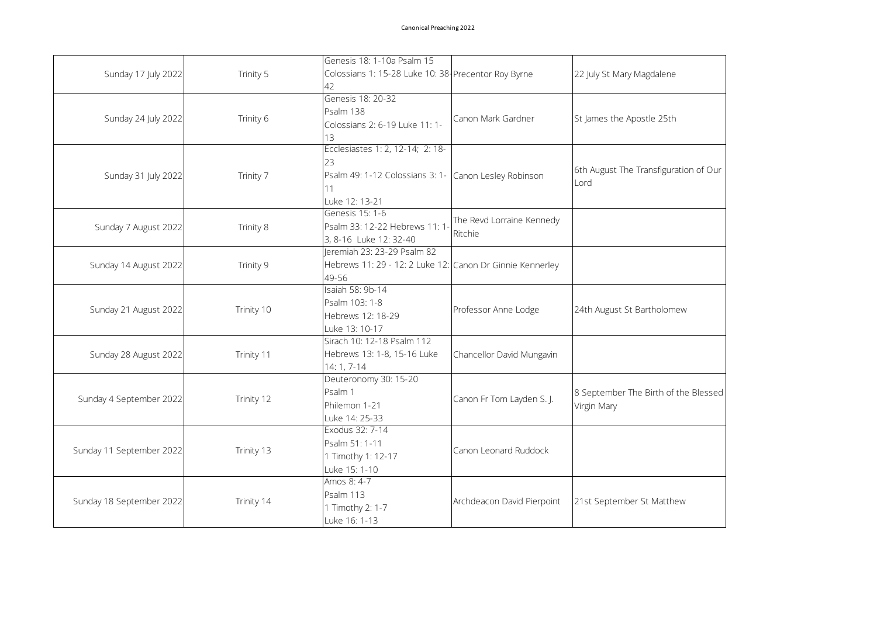| | | | | |
|---|---|---|---|---|
| Sunday 17 July 2022 | Trinity 5 | Genesis 18: 1-10a Psalm 15 Colossians 1: 15-28 Luke 10: 38-42 | Precentor Roy Byrne | 22 July St Mary Magdalene |
| Sunday 24 July 2022 | Trinity 6 | Genesis 18: 20-32 Psalm 138 Colossians 2: 6-19 Luke 11: 1-13 | Canon Mark Gardner | St James the Apostle 25th |
| Sunday 31 July 2022 | Trinity 7 | Ecclesiastes 1: 2, 12-14; 2: 18-23 Psalm 49: 1-12 Colossians 3: 1-11 Luke 12: 13-21 | Canon Lesley Robinson | 6th August The Transfiguration of Our Lord |
| Sunday 7 August 2022 | Trinity 8 | Genesis 15: 1-6 Psalm 33: 12-22 Hebrews 11: 1-3, 8-16 Luke 12: 32-40 | The Revd Lorraine Kennedy Ritchie | |
| Sunday 14 August 2022 | Trinity 9 | Jeremiah 23: 23-29 Psalm 82 Hebrews 11: 29 - 12: 2 Luke 12: 49-56 | Canon Dr Ginnie Kennerley | |
| Sunday 21 August 2022 | Trinity 10 | Isaiah 58: 9b-14 Psalm 103: 1-8 Hebrews 12: 18-29 Luke 13: 10-17 | Professor Anne Lodge | 24th August St Bartholomew |
| Sunday 28 August 2022 | Trinity 11 | Sirach 10: 12-18 Psalm 112 Hebrews 13: 1-8, 15-16 Luke 14: 1, 7-14 | Chancellor David Mungavin | |
| Sunday 4 September 2022 | Trinity 12 | Deuteronomy 30: 15-20 Psalm 1 Philemon 1-21 Luke 14: 25-33 | Canon Fr Tom Layden S. J. | 8 September The Birth of the Blessed Virgin Mary |
| Sunday 11 September 2022 | Trinity 13 | Exodus 32: 7-14 Psalm 51: 1-11 1 Timothy 1: 12-17 Luke 15: 1-10 | Canon Leonard Ruddock | |
| Sunday 18 September 2022 | Trinity 14 | Amos 8: 4-7 Psalm 113 1 Timothy 2: 1-7 Luke 16: 1-13 | Archdeacon David Pierpoint | 21st September St Matthew |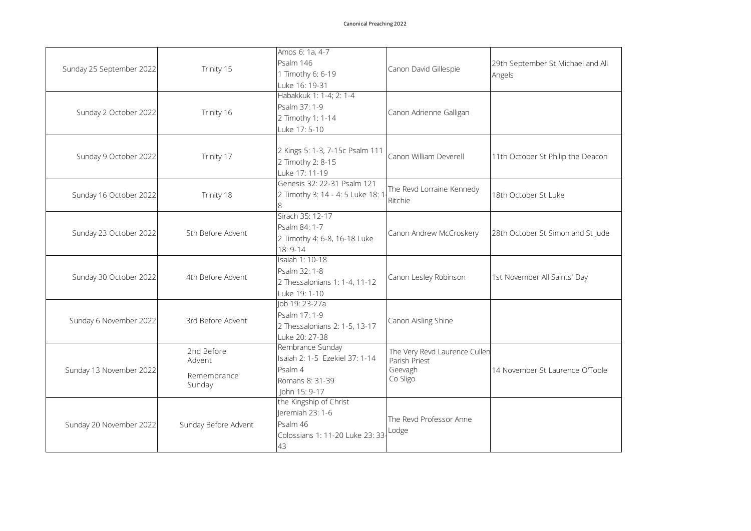| | | | | |
|---|---|---|---|---|
| Sunday 25 September 2022 | Trinity 15 | Amos 6: 1a, 4-7<br>Psalm 146<br>1 Timothy 6: 6-19<br>Luke 16: 19-31 | Canon David Gillespie | 29th September St Michael and All Angels |
| Sunday 2 October 2022 | Trinity 16 | Habakkuk 1: 1-4; 2: 1-4<br>Psalm 37: 1-9<br>2 Timothy 1: 1-14<br>Luke 17: 5-10 | Canon Adrienne Galligan | |
| Sunday 9 October 2022 | Trinity 17 | 2 Kings 5: 1-3, 7-15c Psalm 111<br>2 Timothy 2: 8-15<br>Luke 17: 11-19 | Canon William Deverell | 11th October St Philip the Deacon |
| Sunday 16 October 2022 | Trinity 18 | Genesis 32: 22-31 Psalm 121<br>2 Timothy 3: 14 - 4: 5 Luke 18: 1-8 | The Revd Lorraine Kennedy Ritchie | 18th October St Luke |
| Sunday 23 October 2022 | 5th Before Advent | Sirach 35: 12-17<br>Psalm 84: 1-7<br>2 Timothy 4: 6-8, 16-18 Luke 18: 9-14 | Canon Andrew McCroskery | 28th October St Simon and St Jude |
| Sunday 30 October 2022 | 4th Before Advent | Isaiah 1: 10-18<br>Psalm 32: 1-8<br>2 Thessalonians 1: 1-4, 11-12<br>Luke 19: 1-10 | Canon Lesley Robinson | 1st November All Saints' Day |
| Sunday 6 November 2022 | 3rd Before Advent | Job 19: 23-27a<br>Psalm 17: 1-9<br>2 Thessalonians 2: 1-5, 13-17<br>Luke 20: 27-38 | Canon Aisling Shine | |
| Sunday 13 November 2022 | 2nd Before Advent<br><br>Remembrance Sunday | Rembrance Sunday<br>Isaiah 2: 1-5 Ezekiel 37: 1-14<br>Psalm 4<br>Romans 8: 31-39<br>John 15: 9-17 | The Very Revd Laurence Cullen<br>Parish Priest<br>Geevagh<br>Co Sligo | 14 November St Laurence O'Toole |
| Sunday 20 November 2022 | Sunday Before Advent | the Kingship of Christ<br>Jeremiah 23: 1-6<br>Psalm 46<br>Colossians 1: 11-20 Luke 23: 33-43 | The Revd Professor Anne Lodge | |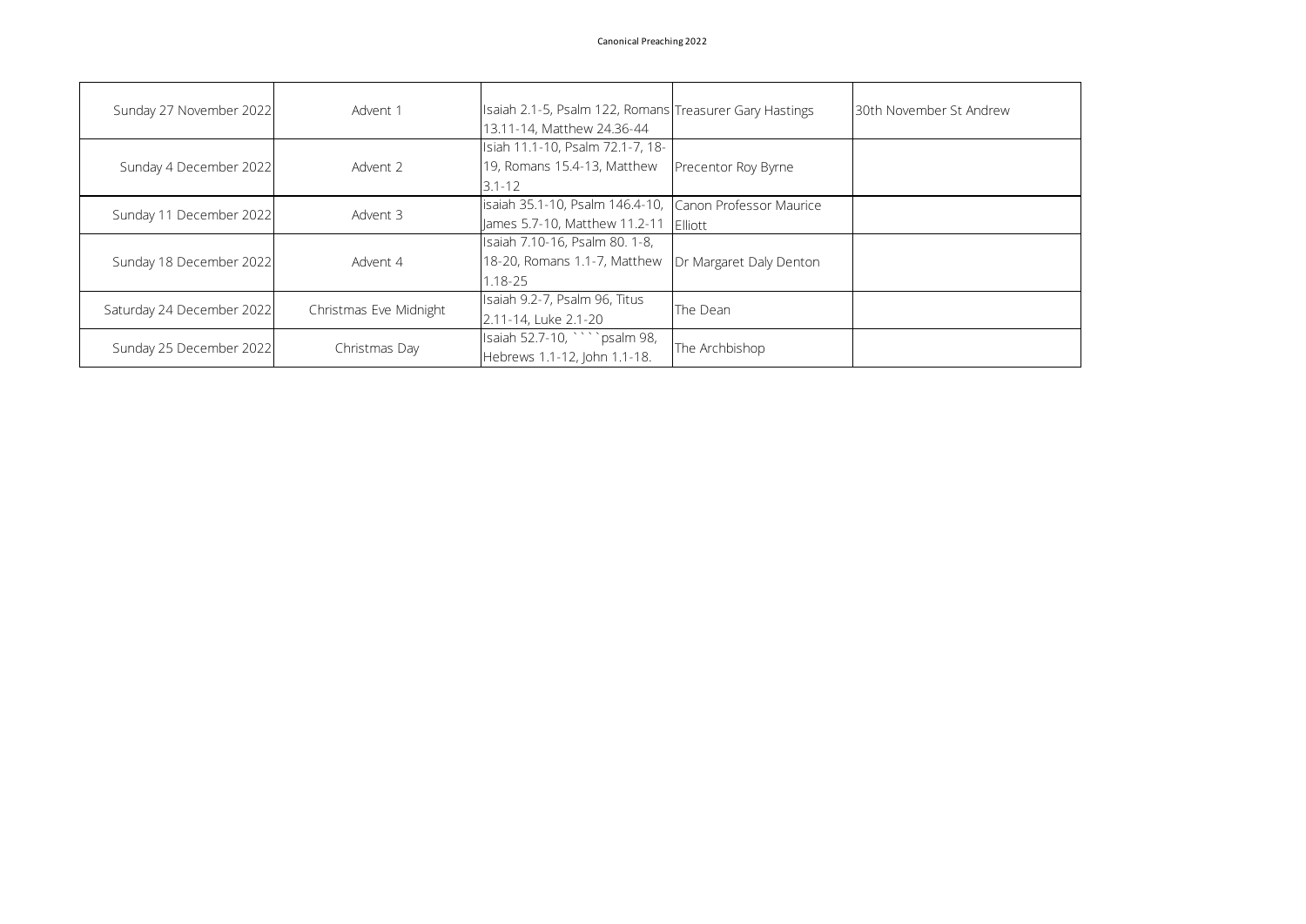Canonical Preaching 2022

| | | | | |
|---|---|---|---|---|
| Sunday 27 November 2022 | Advent 1 | Isaiah 2.1-5, Psalm 122, Romans 13.11-14, Matthew 24.36-44 | Treasurer Gary Hastings | 30th November St Andrew |
| Sunday 4 December 2022 | Advent 2 | Isiah 11.1-10, Psalm 72.1-7, 18-19, Romans 15.4-13, Matthew 3.1-12 | Precentor Roy Byrne | |
| Sunday 11 December 2022 | Advent 3 | isaiah 35.1-10, Psalm 146.4-10, James 5.7-10, Matthew 11.2-11 | Canon Professor Maurice Elliott | |
| Sunday 18 December 2022 | Advent 4 | Isaiah 7.10-16, Psalm 80. 1-8, 18-20, Romans 1.1-7, Matthew 1.18-25 | Dr Margaret Daly Denton | |
| Saturday 24 December 2022 | Christmas Eve Midnight | Isaiah 9.2-7, Psalm 96, Titus 2.11-14, Luke 2.1-20 | The Dean | |
| Sunday 25 December 2022 | Christmas Day | Isaiah 52.7-10, ````psalm 98, Hebrews 1.1-12, John 1.1-18. | The Archbishop | |